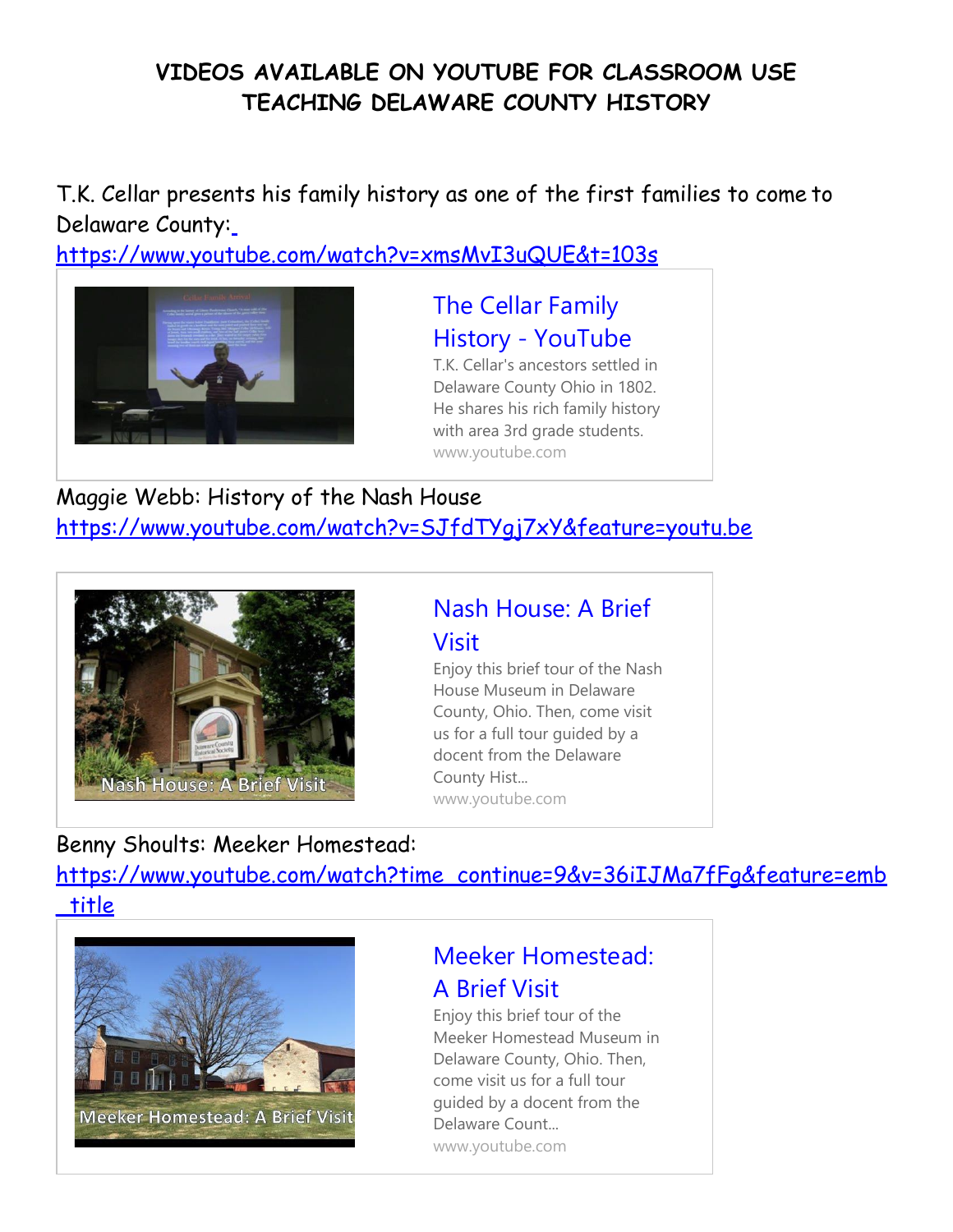# VIDEOS AVAILABLE ON YOUTUBE FOR CLASSROOM USE
# TEACHING DELAWARE COUNTY HISTORY

T.K. Cellar presents his family history as one of the first families to come to Delaware County:
https://www.youtube.com/watch?v=xmsMvI3uQUE&t=103s

**The Cellar Family History - YouTube**
T.K. Cellar's ancestors settled in Delaware County Ohio in 1802. He shares his rich family history with area 3rd grade students.
www.youtube.com

Maggie Webb: History of the Nash House
https://www.youtube.com/watch?v=SJfdTYgj7xY&feature=youtu.be

**Nash House: A Brief Visit**
Enjoy this brief tour of the Nash House Museum in Delaware County, Ohio. Then, come visit us for a full tour guided by a docent from the Delaware County Hist...
www.youtube.com

Benny Shoults: Meeker Homestead:
https://www.youtube.com/watch?time_continue=9&v=36iIJMa7fFg&feature=emb_title

**Meeker Homestead: A Brief Visit**
Enjoy this brief tour of the Meeker Homestead Museum in Delaware County, Ohio. Then, come visit us for a full tour guided by a docent from the Delaware Count...
www.youtube.com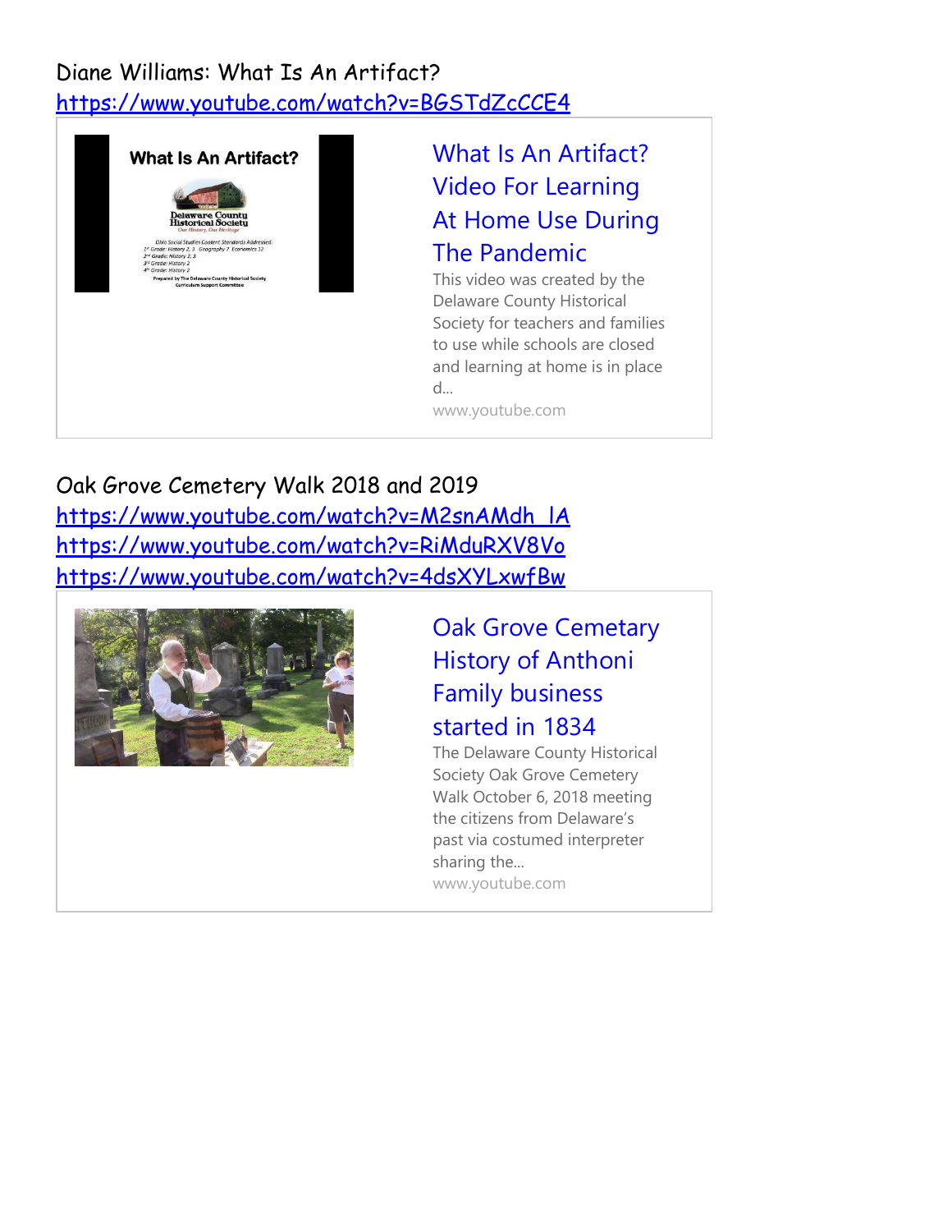Diane Williams: What Is An Artifact?
https://www.youtube.com/watch?v=BGSTdZcCCE4

What Is An Artifact? Video For Learning At Home Use During The Pandemic

This video was created by the Delaware County Historical Society for teachers and families to use while schools are closed and learning at home is in place d...

www.youtube.com

Oak Grove Cemetery Walk 2018 and 2019
https://www.youtube.com/watch?v=M2snAMdh_lA
https://www.youtube.com/watch?v=RiMduRXV8Vo
https://www.youtube.com/watch?v=4dsXYLxwfBw

Oak Grove Cemetary History of Anthoni Family business started in 1834

The Delaware County Historical Society Oak Grove Cemetery Walk October 6, 2018 meeting the citizens from Delaware's past via costumed interpreter sharing the...

www.youtube.com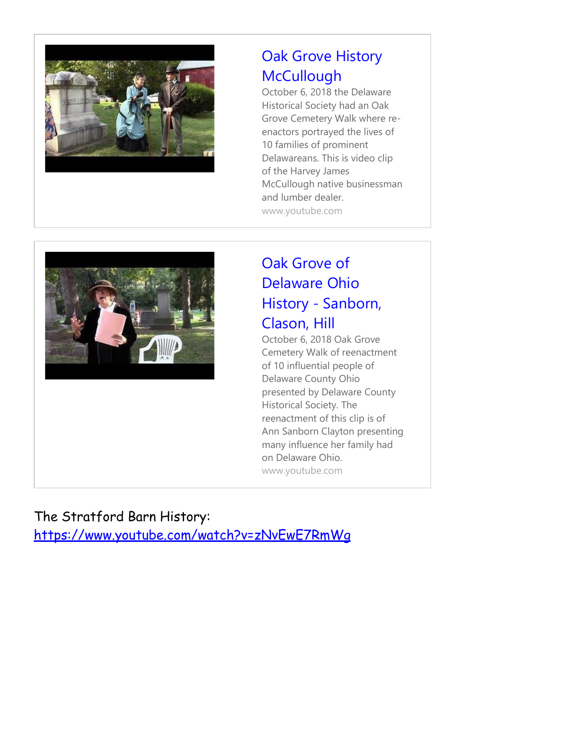### Oak Grove History McCullough

October 6, 2018 the Delaware Historical Society had an Oak Grove Cemetery Walk where re-enactors portrayed the lives of 10 families of prominent Delawareans. This is video clip of the Harvey James McCullough native businessman and lumber dealer.

www.youtube.com

### Oak Grove of Delaware Ohio History - Sanborn, Clason, Hill

October 6, 2018 Oak Grove Cemetery Walk of reenactment of 10 influential people of Delaware County Ohio presented by Delaware County Historical Society. The reenactment of this clip is of Ann Sanborn Clayton presenting many influence her family had on Delaware Ohio.

www.youtube.com

The Stratford Barn History:
https://www.youtube.com/watch?v=zNvEwE7RmWg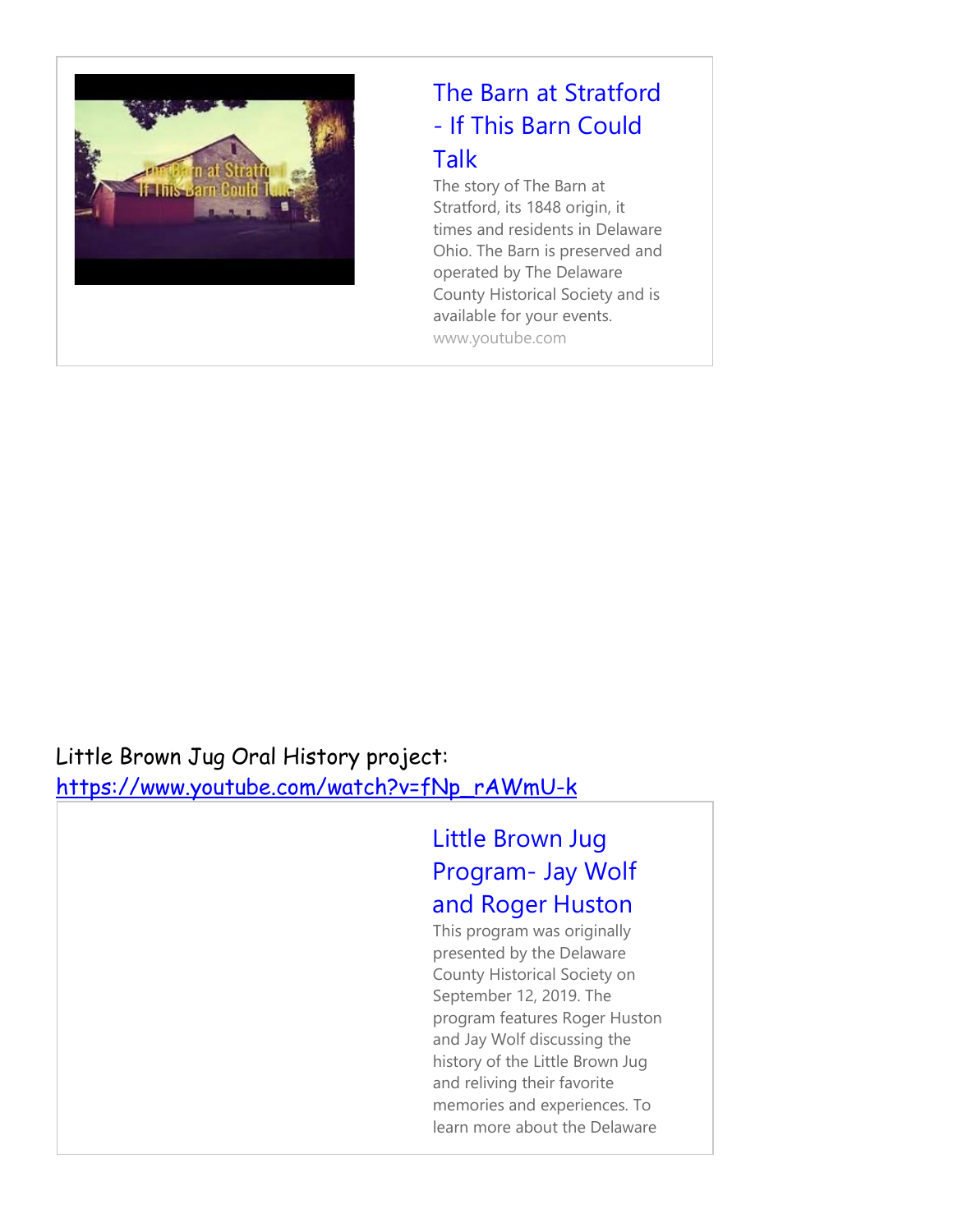### [The Barn at Stratford - If This Barn Could Talk](https://www.youtube.com)

The story of The Barn at Stratford, its 1848 origin, it times and residents in Delaware Ohio. The Barn is preserved and operated by The Delaware County Historical Society and is available for your events.

www.youtube.com

Little Brown Jug Oral History project: [https://www.youtube.com/watch?v=fNp_rAWmU-k](https://www.youtube.com/watch?v=fNp_rAWmU-k)

### Little Brown Jug Program- Jay Wolf and Roger Huston

This program was originally presented by the Delaware County Historical Society on September 12, 2019. The program features Roger Huston and Jay Wolf discussing the history of the Little Brown Jug and reliving their favorite memories and experiences. To learn more about the Delaware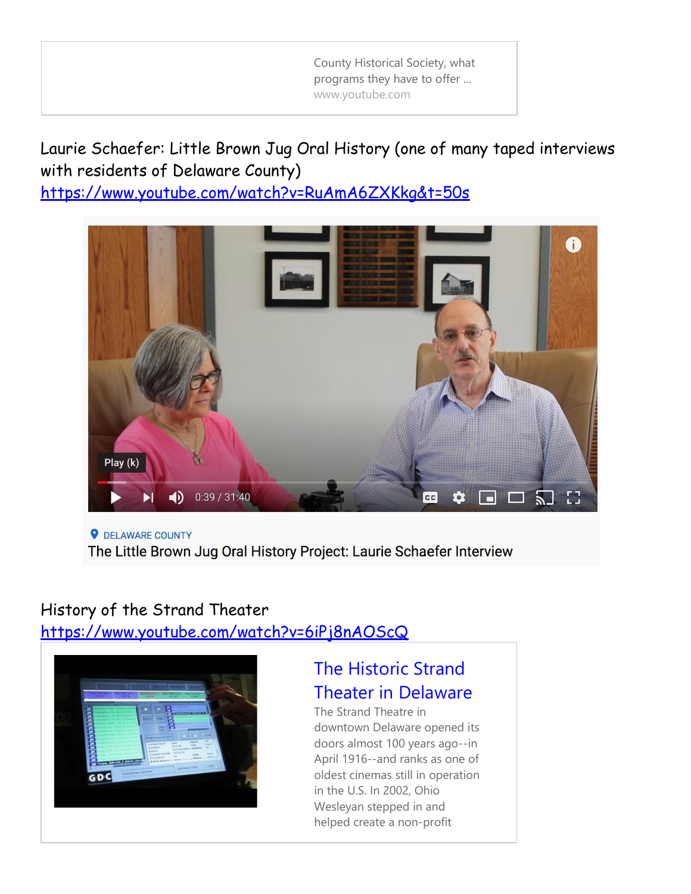County Historical Society, what programs they have to offer ...
www.youtube.com

Laurie Schaefer: Little Brown Jug Oral History (one of many taped interviews with residents of Delaware County)
https://www.youtube.com/watch?v=RuAmA6ZXKkg&t=50s

DELAWARE COUNTY
The Little Brown Jug Oral History Project: Laurie Schaefer Interview

History of the Strand Theater
https://www.youtube.com/watch?v=6iPj8nAOScQ

The Historic Strand Theater in Delaware

The Strand Theatre in downtown Delaware opened its doors almost 100 years ago--in April 1916--and ranks as one of oldest cinemas still in operation in the U.S. In 2002, Ohio Wesleyan stepped in and helped create a non-profit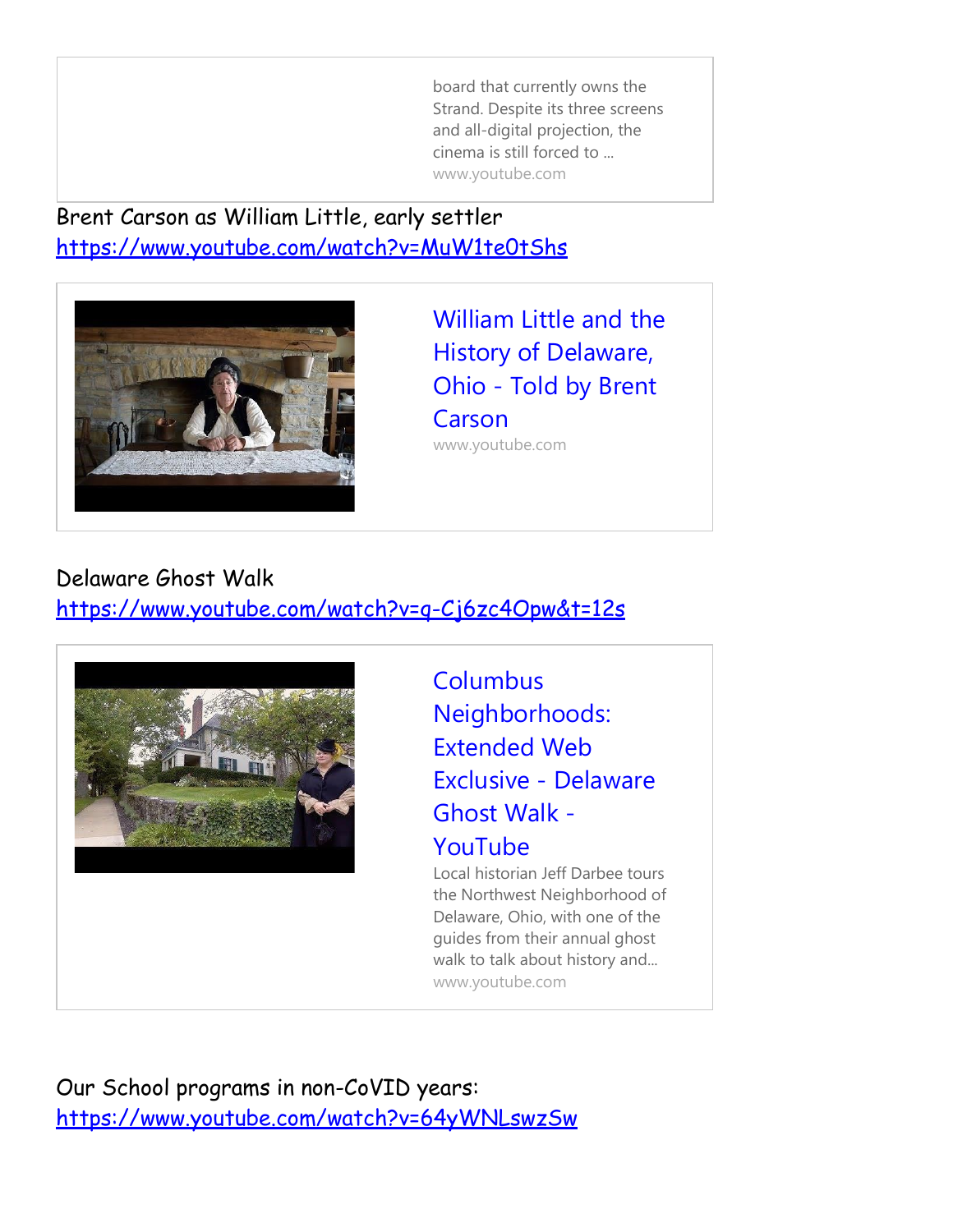board that currently owns the Strand. Despite its three screens and all-digital projection, the cinema is still forced to ...
www.youtube.com

Brent Carson as William Little, early settler
https://www.youtube.com/watch?v=MuW1te0tShs

William Little and the History of Delaware, Ohio - Told by Brent Carson
www.youtube.com

Delaware Ghost Walk
https://www.youtube.com/watch?v=q-Cj6zc4Opw&t=12s

Columbus Neighborhoods: Extended Web Exclusive - Delaware Ghost Walk - YouTube
Local historian Jeff Darbee tours the Northwest Neighborhood of Delaware, Ohio, with one of the guides from their annual ghost walk to talk about history and...
www.youtube.com

Our School programs in non-CoVID years:
https://www.youtube.com/watch?v=64yWNLswzSw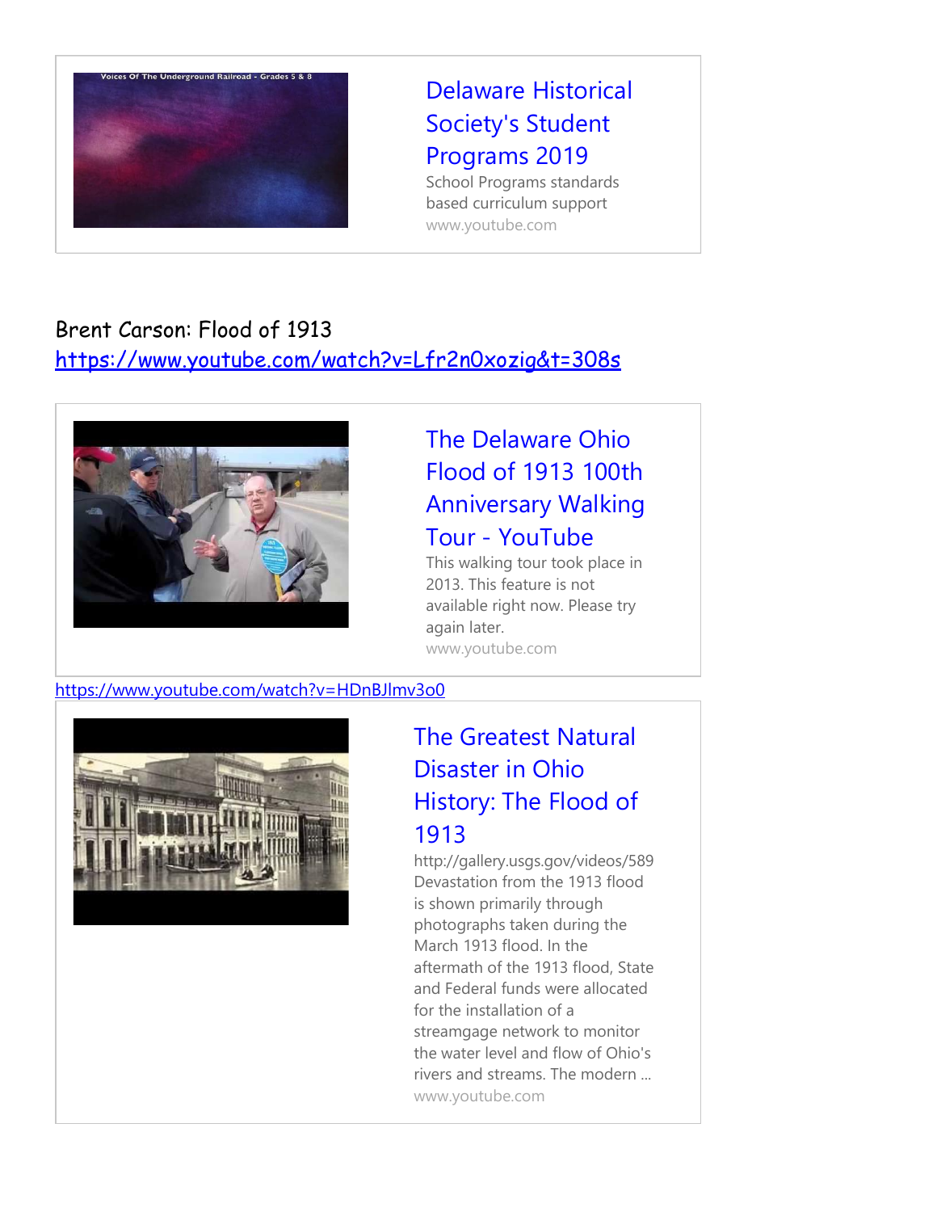[Delaware Historical Society's Student Programs 2019](https://www.youtube.com)

School Programs standards based curriculum support

www.youtube.com

Brent Carson: Flood of 1913

https://www.youtube.com/watch?v=Lfr2n0xozig&t=308s

[The Delaware Ohio Flood of 1913 100th Anniversary Walking Tour - YouTube](https://www.youtube.com)

This walking tour took place in 2013. This feature is not available right now. Please try again later.

www.youtube.com

https://www.youtube.com/watch?v=HDnBJlmv3o0

[The Greatest Natural Disaster in Ohio History: The Flood of 1913](https://www.youtube.com)

http://gallery.usgs.gov/videos/589 Devastation from the 1913 flood is shown primarily through photographs taken during the March 1913 flood. In the aftermath of the 1913 flood, State and Federal funds were allocated for the installation of a streamgage network to monitor the water level and flow of Ohio's rivers and streams. The modern ...

www.youtube.com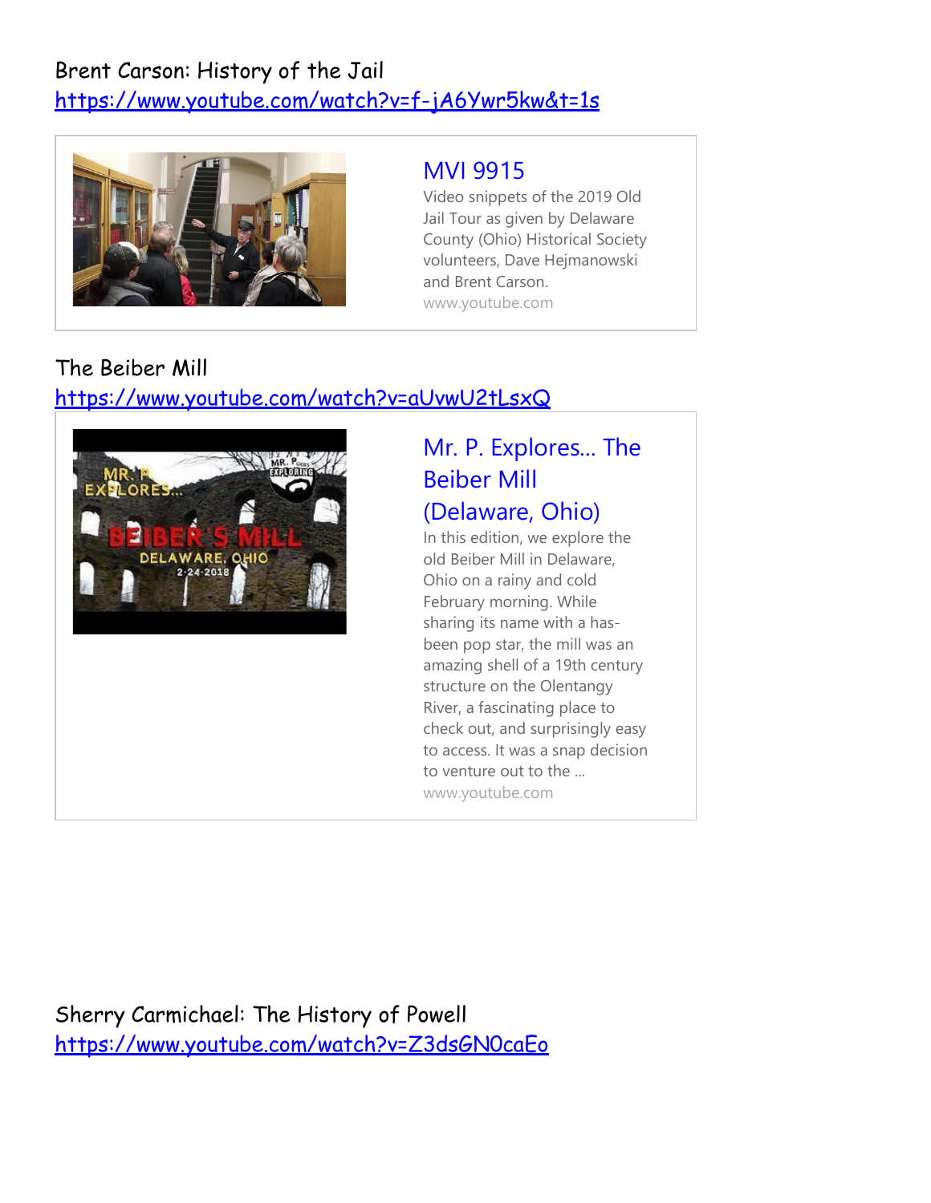Brent Carson: History of the Jail
https://www.youtube.com/watch?v=f-jA6Ywr5kw&t=1s

MVI 9915

Video snippets of the 2019 Old Jail Tour as given by Delaware County (Ohio) Historical Society volunteers, Dave Hejmanowski and Brent Carson.

www.youtube.com

The Beiber Mill
https://www.youtube.com/watch?v=aUvwU2tLsxQ

Mr. P. Explores... The Beiber Mill (Delaware, Ohio)

In this edition, we explore the old Beiber Mill in Delaware, Ohio on a rainy and cold February morning. While sharing its name with a has-been pop star, the mill was an amazing shell of a 19th century structure on the Olentangy River, a fascinating place to check out, and surprisingly easy to access. It was a snap decision to venture out to the ...

www.youtube.com

Sherry Carmichael: The History of Powell
https://www.youtube.com/watch?v=Z3dsGN0caEo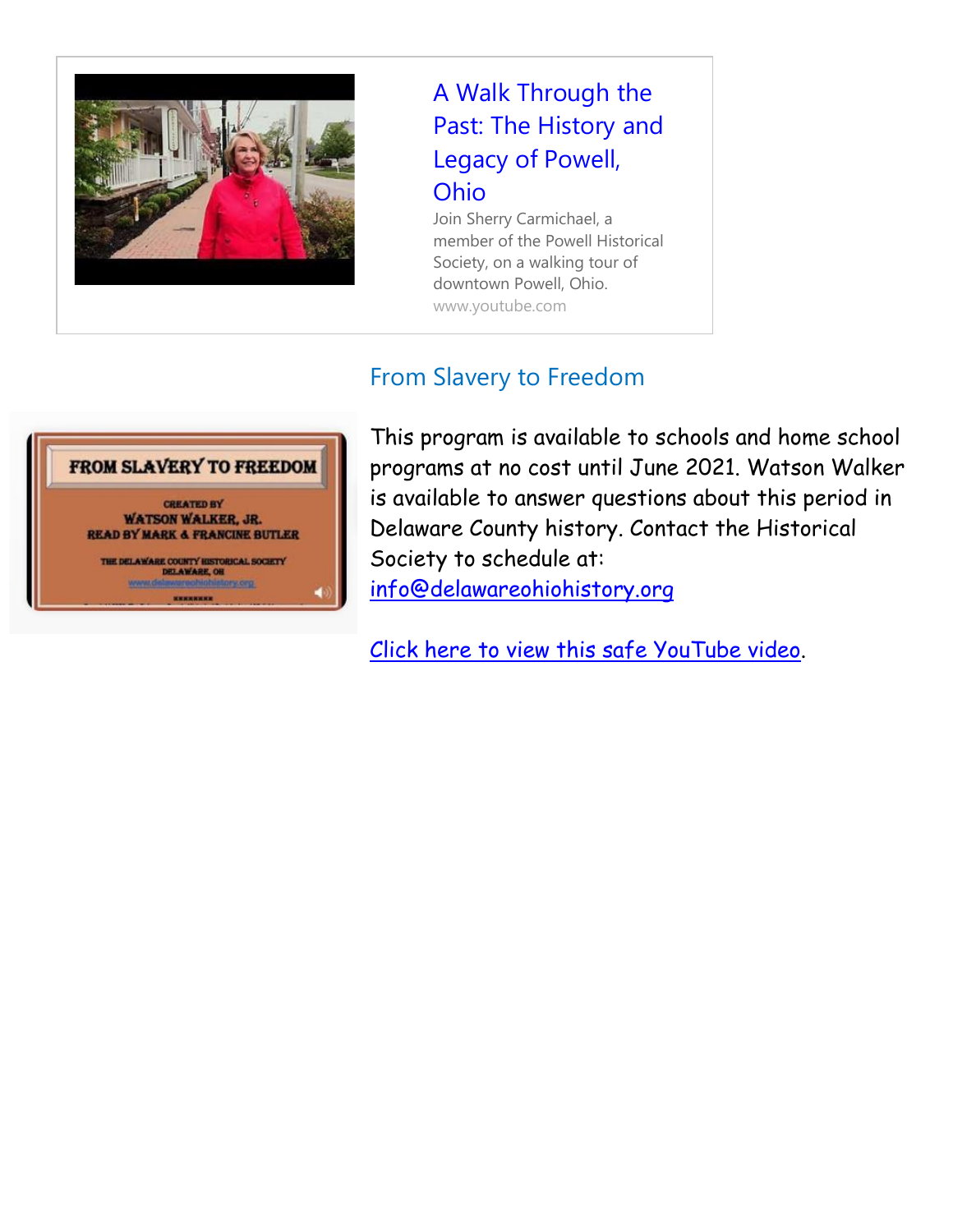A Walk Through the Past: The History and Legacy of Powell, Ohio

Join Sherry Carmichael, a member of the Powell Historical Society, on a walking tour of downtown Powell, Ohio.

www.youtube.com

## From Slavery to Freedom

This program is available to schools and home school programs at no cost until June 2021. Watson Walker is available to answer questions about this period in Delaware County history. Contact the Historical Society to schedule at: info@delawareohiohistory.org

Click here to view this safe YouTube video.